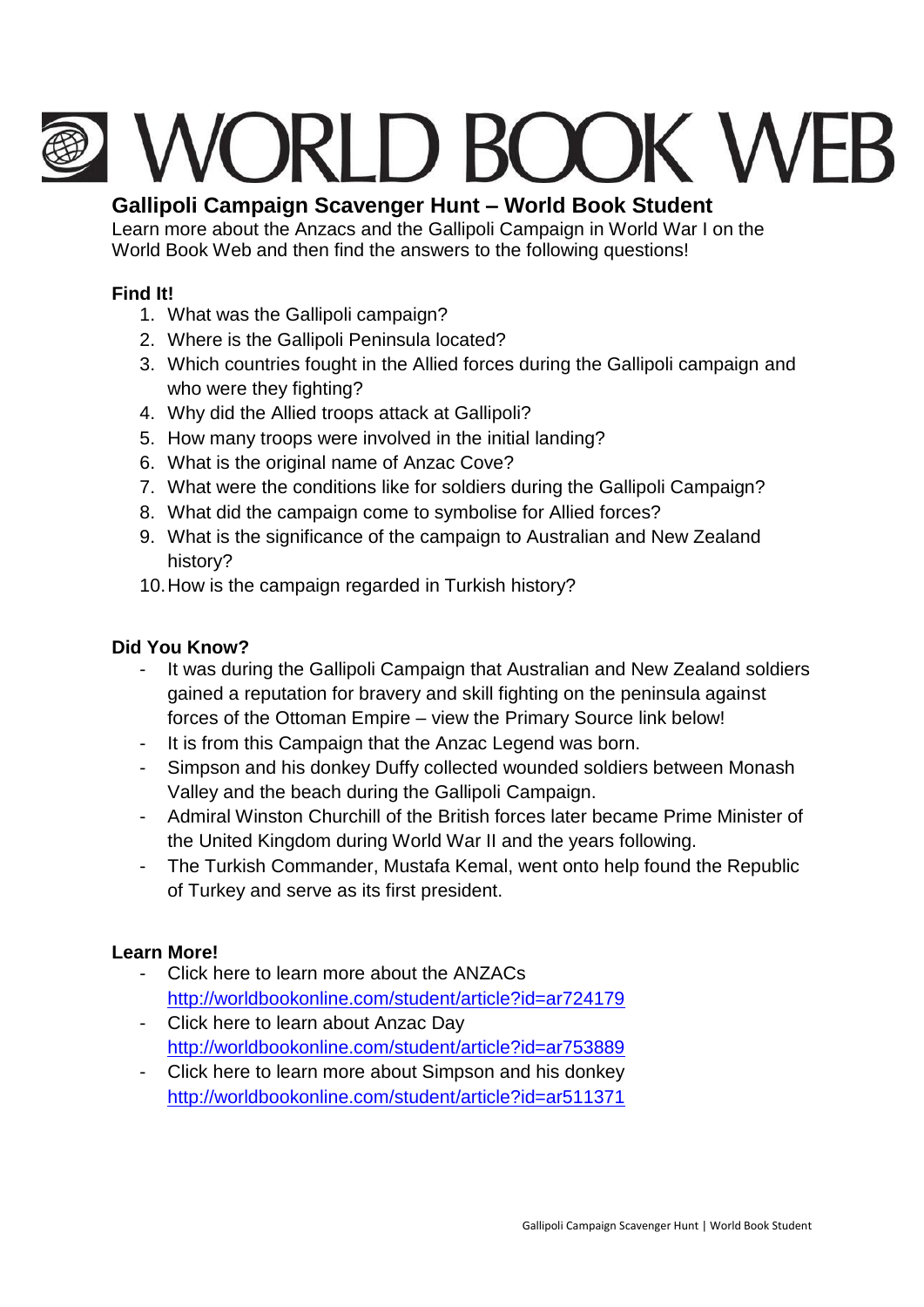# WORLD BOOK WEB

## Gallipoli Campaign Scavenger Hunt – World Book Student

Learn more about the Anzacs and the Gallipoli Campaign in World War I on the World Book Web and then find the answers to the following questions!

### Find It!

1. What was the Gallipoli campaign?
2. Where is the Gallipoli Peninsula located?
3. Which countries fought in the Allied forces during the Gallipoli campaign and who were they fighting?
4. Why did the Allied troops attack at Gallipoli?
5. How many troops were involved in the initial landing?
6. What is the original name of Anzac Cove?
7. What were the conditions like for soldiers during the Gallipoli Campaign?
8. What did the campaign come to symbolise for Allied forces?
9. What is the significance of the campaign to Australian and New Zealand history?
10. How is the campaign regarded in Turkish history?

### Did You Know?

- It was during the Gallipoli Campaign that Australian and New Zealand soldiers gained a reputation for bravery and skill fighting on the peninsula against forces of the Ottoman Empire – view the Primary Source link below!
- It is from this Campaign that the Anzac Legend was born.
- Simpson and his donkey Duffy collected wounded soldiers between Monash Valley and the beach during the Gallipoli Campaign.
- Admiral Winston Churchill of the British forces later became Prime Minister of the United Kingdom during World War II and the years following.
- The Turkish Commander, Mustafa Kemal, went onto help found the Republic of Turkey and serve as its first president.

### Learn More!

- Click here to learn more about the ANZACs
  http://worldbookonline.com/student/article?id=ar724179
- Click here to learn about Anzac Day
  http://worldbookonline.com/student/article?id=ar753889
- Click here to learn more about Simpson and his donkey
  http://worldbookonline.com/student/article?id=ar511371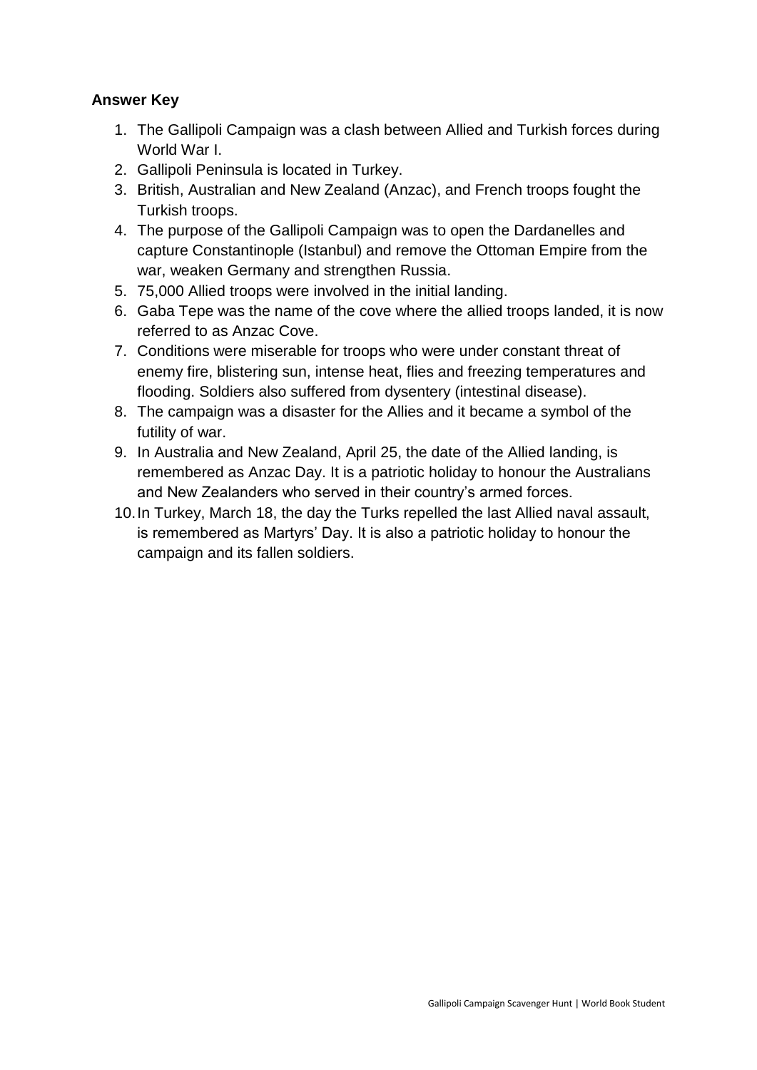**Answer Key**

1. The Gallipoli Campaign was a clash between Allied and Turkish forces during World War I.
2. Gallipoli Peninsula is located in Turkey.
3. British, Australian and New Zealand (Anzac), and French troops fought the Turkish troops.
4. The purpose of the Gallipoli Campaign was to open the Dardanelles and capture Constantinople (Istanbul) and remove the Ottoman Empire from the war, weaken Germany and strengthen Russia.
5. 75,000 Allied troops were involved in the initial landing.
6. Gaba Tepe was the name of the cove where the allied troops landed, it is now referred to as Anzac Cove.
7. Conditions were miserable for troops who were under constant threat of enemy fire, blistering sun, intense heat, flies and freezing temperatures and flooding. Soldiers also suffered from dysentery (intestinal disease).
8. The campaign was a disaster for the Allies and it became a symbol of the futility of war.
9. In Australia and New Zealand, April 25, the date of the Allied landing, is remembered as Anzac Day. It is a patriotic holiday to honour the Australians and New Zealanders who served in their country's armed forces.
10. In Turkey, March 18, the day the Turks repelled the last Allied naval assault, is remembered as Martyrs' Day. It is also a patriotic holiday to honour the campaign and its fallen soldiers.